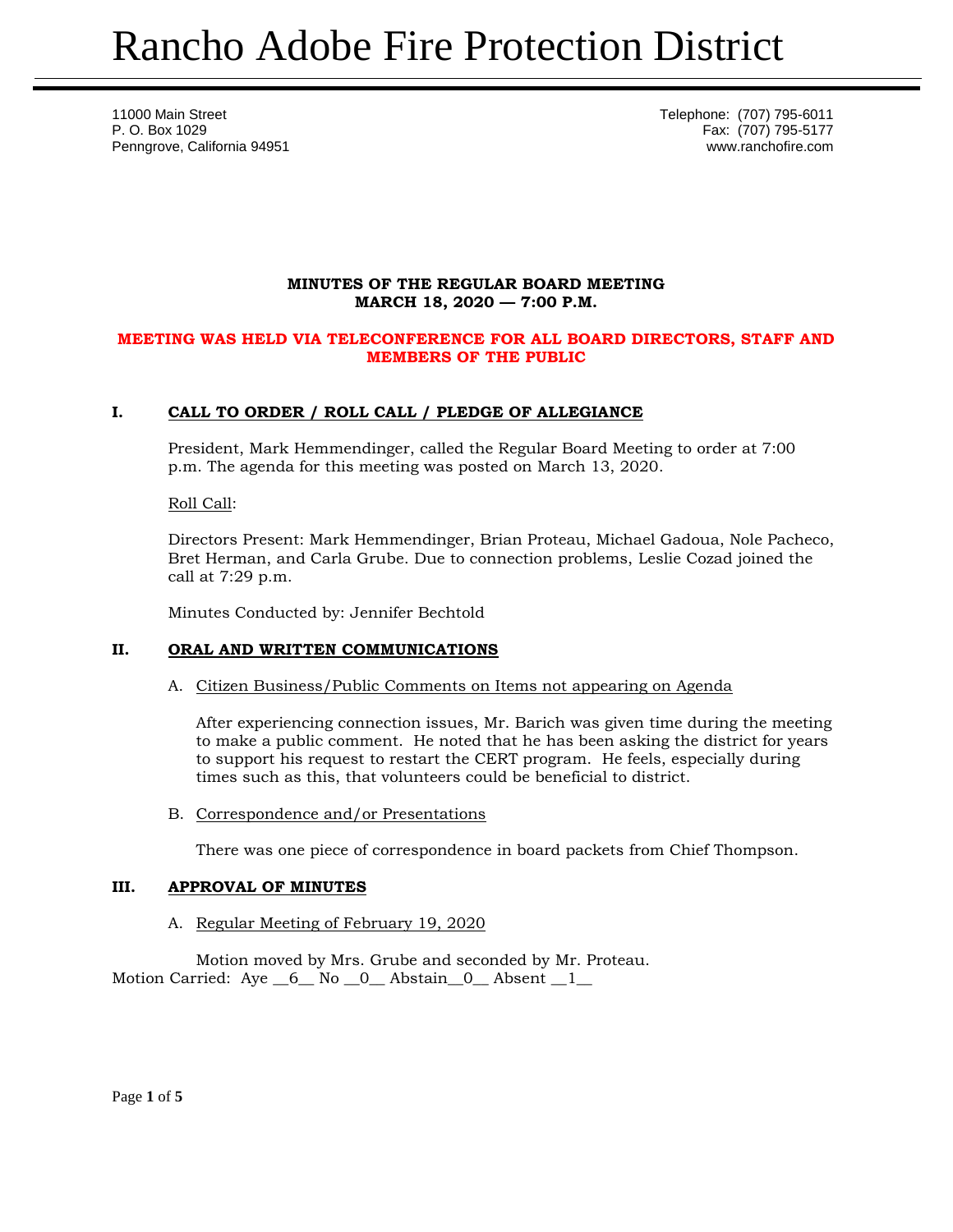# Rancho Adobe Fire Protection District

11000 Main Street
P. O. Box 1029
Penngrove, California 94951

Telephone: (707) 795-6011
Fax: (707) 795-5177
www.ranchofire.com

**MINUTES OF THE REGULAR BOARD MEETING**
**MARCH 18, 2020 — 7:00 P.M.**

**MEETING WAS HELD VIA TELECONFERENCE FOR ALL BOARD DIRECTORS, STAFF AND MEMBERS OF THE PUBLIC**

## I. CALL TO ORDER / ROLL CALL / PLEDGE OF ALLEGIANCE

President, Mark Hemmendinger, called the Regular Board Meeting to order at 7:00 p.m. The agenda for this meeting was posted on March 13, 2020.

Roll Call:

Directors Present: Mark Hemmendinger, Brian Proteau, Michael Gadoua, Nole Pacheco, Bret Herman, and Carla Grube. Due to connection problems, Leslie Cozad joined the call at 7:29 p.m.

Minutes Conducted by: Jennifer Bechtold

## II. ORAL AND WRITTEN COMMUNICATIONS

A. Citizen Business/Public Comments on Items not appearing on Agenda

After experiencing connection issues, Mr. Barich was given time during the meeting to make a public comment. He noted that he has been asking the district for years to support his request to restart the CERT program. He feels, especially during times such as this, that volunteers could be beneficial to district.

B. Correspondence and/or Presentations

There was one piece of correspondence in board packets from Chief Thompson.

## III. APPROVAL OF MINUTES

A. Regular Meeting of February 19, 2020

Motion moved by Mrs. Grube and seconded by Mr. Proteau.
Motion Carried: Aye __6__ No __0__ Abstain__0__ Absent __1__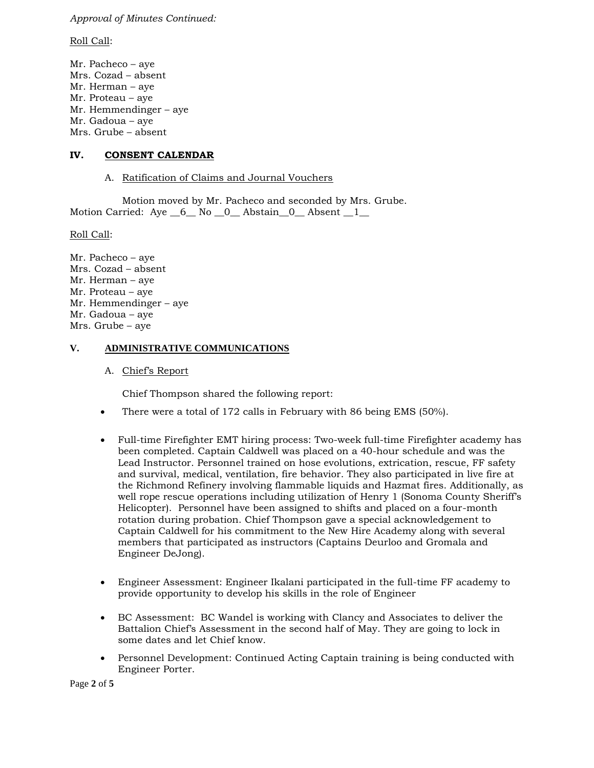*Approval of Minutes Continued:*

Roll Call:

Mr. Pacheco – aye
Mrs. Cozad – absent
Mr. Herman – aye
Mr. Proteau – aye
Mr. Hemmendinger – aye
Mr. Gadoua – aye
Mrs. Grube – absent

## IV. CONSENT CALENDAR

A. Ratification of Claims and Journal Vouchers

Motion moved by Mr. Pacheco and seconded by Mrs. Grube.
Motion Carried: Aye __6__ No __0__ Abstain__0__ Absent __1__

Roll Call:

Mr. Pacheco – aye
Mrs. Cozad – absent
Mr. Herman – aye
Mr. Proteau – aye
Mr. Hemmendinger – aye
Mr. Gadoua – aye
Mrs. Grube – aye

## V. ADMINISTRATIVE COMMUNICATIONS

A. Chief's Report

Chief Thompson shared the following report:

- There were a total of 172 calls in February with 86 being EMS (50%).

- Full-time Firefighter EMT hiring process: Two-week full-time Firefighter academy has been completed. Captain Caldwell was placed on a 40-hour schedule and was the Lead Instructor. Personnel trained on hose evolutions, extrication, rescue, FF safety and survival, medical, ventilation, fire behavior. They also participated in live fire at the Richmond Refinery involving flammable liquids and Hazmat fires. Additionally, as well rope rescue operations including utilization of Henry 1 (Sonoma County Sheriff's Helicopter). Personnel have been assigned to shifts and placed on a four-month rotation during probation. Chief Thompson gave a special acknowledgement to Captain Caldwell for his commitment to the New Hire Academy along with several members that participated as instructors (Captains Deurloo and Gromala and Engineer DeJong).

- Engineer Assessment: Engineer Ikalani participated in the full-time FF academy to provide opportunity to develop his skills in the role of Engineer

- BC Assessment: BC Wandel is working with Clancy and Associates to deliver the Battalion Chief's Assessment in the second half of May. They are going to lock in some dates and let Chief know.

- Personnel Development: Continued Acting Captain training is being conducted with Engineer Porter.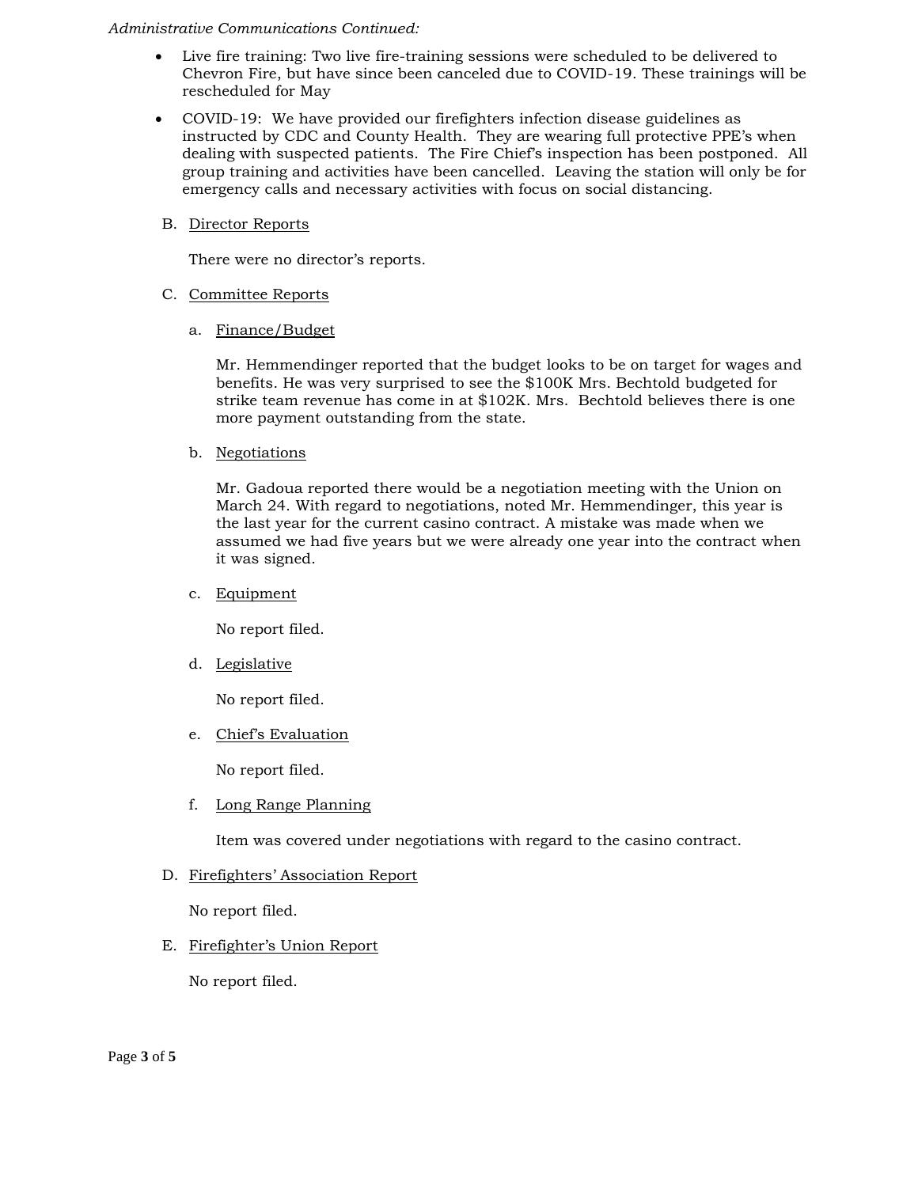*Administrative Communications Continued:*

- Live fire training: Two live fire-training sessions were scheduled to be delivered to Chevron Fire, but have since been canceled due to COVID-19. These trainings will be rescheduled for May
- COVID-19: We have provided our firefighters infection disease guidelines as instructed by CDC and County Health. They are wearing full protective PPE's when dealing with suspected patients. The Fire Chief's inspection has been postponed. All group training and activities have been cancelled. Leaving the station will only be for emergency calls and necessary activities with focus on social distancing.

B. <u>Director Reports</u>

There were no director's reports.

C. <u>Committee Reports</u>

a. <u>Finance/Budget</u>

Mr. Hemmendinger reported that the budget looks to be on target for wages and benefits. He was very surprised to see the $100K Mrs. Bechtold budgeted for strike team revenue has come in at $102K. Mrs. Bechtold believes there is one more payment outstanding from the state.

b. <u>Negotiations</u>

Mr. Gadoua reported there would be a negotiation meeting with the Union on March 24. With regard to negotiations, noted Mr. Hemmendinger, this year is the last year for the current casino contract. A mistake was made when we assumed we had five years but we were already one year into the contract when it was signed.

c. <u>Equipment</u>

No report filed.

d. <u>Legislative</u>

No report filed.

e. <u>Chief's Evaluation</u>

No report filed.

f. <u>Long Range Planning</u>

Item was covered under negotiations with regard to the casino contract.

D. <u>Firefighters' Association Report</u>

No report filed.

E. <u>Firefighter's Union Report</u>

No report filed.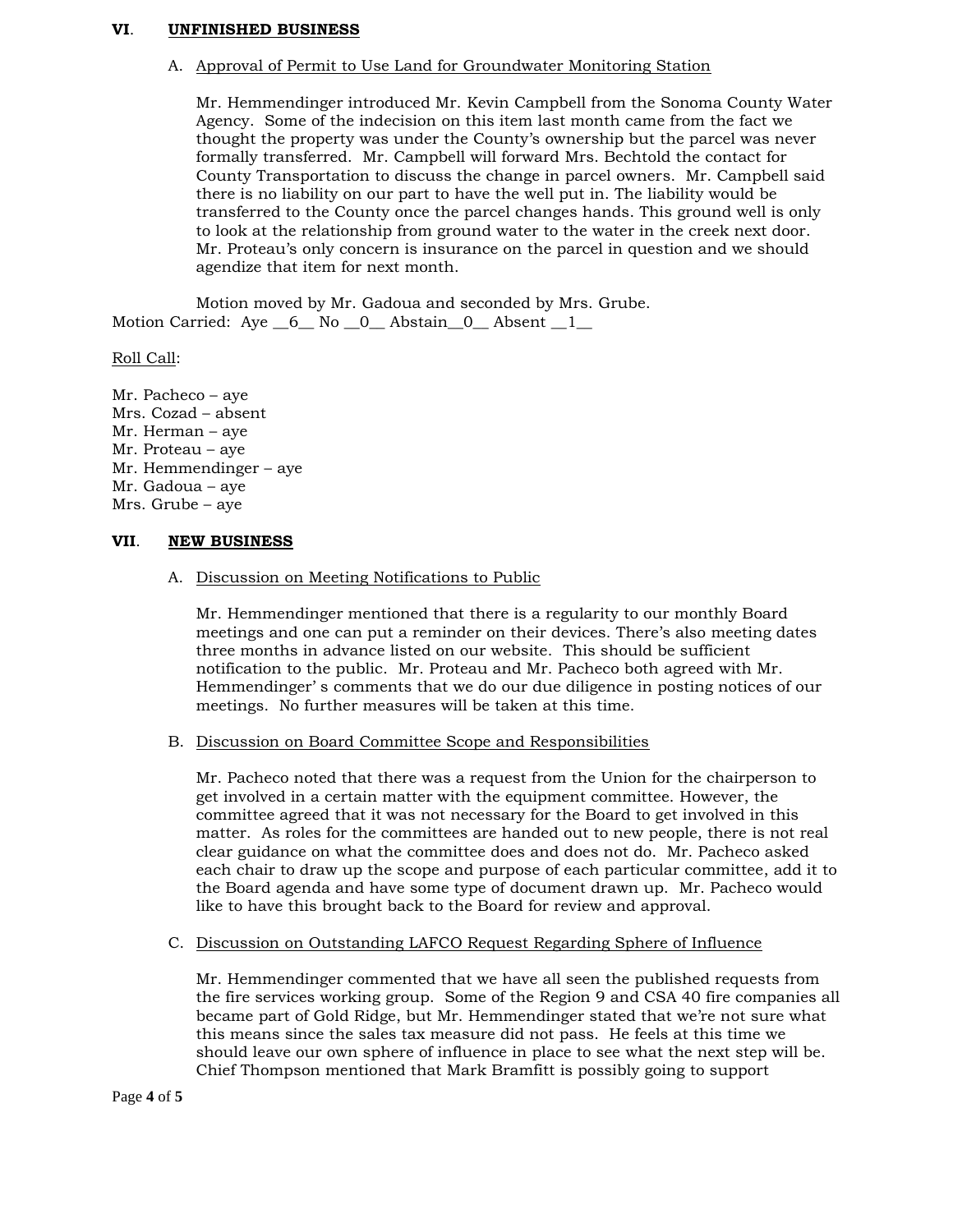## VI. UNFINISHED BUSINESS

A. Approval of Permit to Use Land for Groundwater Monitoring Station

Mr. Hemmendinger introduced Mr. Kevin Campbell from the Sonoma County Water Agency. Some of the indecision on this item last month came from the fact we thought the property was under the County's ownership but the parcel was never formally transferred. Mr. Campbell will forward Mrs. Bechtold the contact for County Transportation to discuss the change in parcel owners. Mr. Campbell said there is no liability on our part to have the well put in. The liability would be transferred to the County once the parcel changes hands. This ground well is only to look at the relationship from ground water to the water in the creek next door. Mr. Proteau's only concern is insurance on the parcel in question and we should agendize that item for next month.

Motion moved by Mr. Gadoua and seconded by Mrs. Grube.

Motion Carried: Aye __6__ No __0__ Abstain__0__ Absent __1__

Roll Call:

Mr. Pacheco – aye
Mrs. Cozad – absent
Mr. Herman – aye
Mr. Proteau – aye
Mr. Hemmendinger – aye
Mr. Gadoua – aye
Mrs. Grube – aye

## VII. NEW BUSINESS

A. Discussion on Meeting Notifications to Public

Mr. Hemmendinger mentioned that there is a regularity to our monthly Board meetings and one can put a reminder on their devices. There's also meeting dates three months in advance listed on our website. This should be sufficient notification to the public. Mr. Proteau and Mr. Pacheco both agreed with Mr. Hemmendinger' s comments that we do our due diligence in posting notices of our meetings. No further measures will be taken at this time.

B. Discussion on Board Committee Scope and Responsibilities

Mr. Pacheco noted that there was a request from the Union for the chairperson to get involved in a certain matter with the equipment committee. However, the committee agreed that it was not necessary for the Board to get involved in this matter. As roles for the committees are handed out to new people, there is not real clear guidance on what the committee does and does not do. Mr. Pacheco asked each chair to draw up the scope and purpose of each particular committee, add it to the Board agenda and have some type of document drawn up. Mr. Pacheco would like to have this brought back to the Board for review and approval.

C. Discussion on Outstanding LAFCO Request Regarding Sphere of Influence

Mr. Hemmendinger commented that we have all seen the published requests from the fire services working group. Some of the Region 9 and CSA 40 fire companies all became part of Gold Ridge, but Mr. Hemmendinger stated that we're not sure what this means since the sales tax measure did not pass. He feels at this time we should leave our own sphere of influence in place to see what the next step will be. Chief Thompson mentioned that Mark Bramfitt is possibly going to support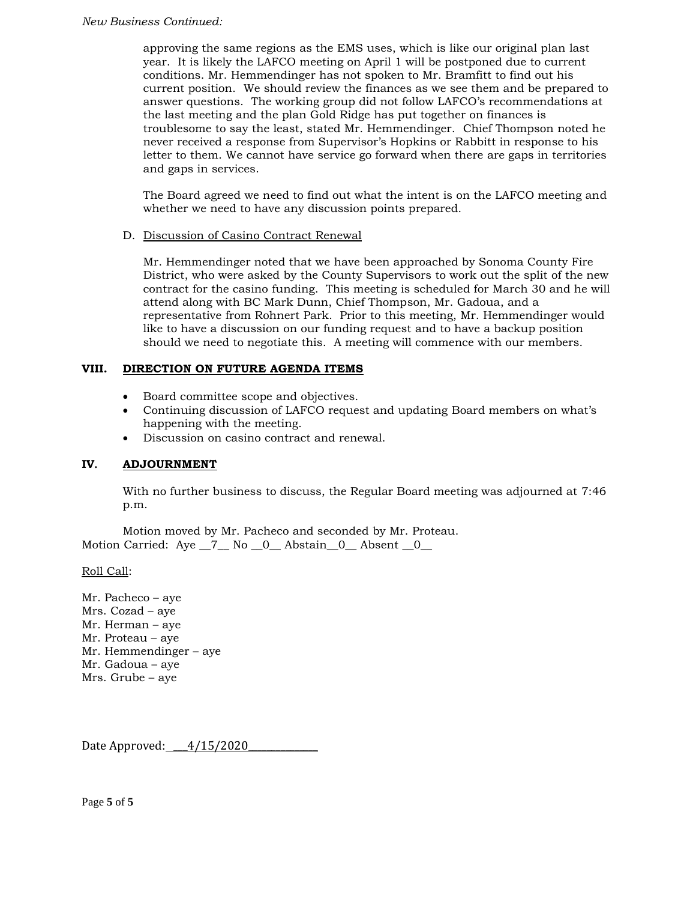*New Business Continued:*

approving the same regions as the EMS uses, which is like our original plan last year. It is likely the LAFCO meeting on April 1 will be postponed due to current conditions. Mr. Hemmendinger has not spoken to Mr. Bramfitt to find out his current position. We should review the finances as we see them and be prepared to answer questions. The working group did not follow LAFCO's recommendations at the last meeting and the plan Gold Ridge has put together on finances is troublesome to say the least, stated Mr. Hemmendinger. Chief Thompson noted he never received a response from Supervisor's Hopkins or Rabbitt in response to his letter to them. We cannot have service go forward when there are gaps in territories and gaps in services.

The Board agreed we need to find out what the intent is on the LAFCO meeting and whether we need to have any discussion points prepared.

D. Discussion of Casino Contract Renewal

Mr. Hemmendinger noted that we have been approached by Sonoma County Fire District, who were asked by the County Supervisors to work out the split of the new contract for the casino funding. This meeting is scheduled for March 30 and he will attend along with BC Mark Dunn, Chief Thompson, Mr. Gadoua, and a representative from Rohnert Park. Prior to this meeting, Mr. Hemmendinger would like to have a discussion on our funding request and to have a backup position should we need to negotiate this. A meeting will commence with our members.

## VIII. DIRECTION ON FUTURE AGENDA ITEMS

- Board committee scope and objectives.
- Continuing discussion of LAFCO request and updating Board members on what's happening with the meeting.
- Discussion on casino contract and renewal.

## IV. ADJOURNMENT

With no further business to discuss, the Regular Board meeting was adjourned at 7:46 p.m.

Motion moved by Mr. Pacheco and seconded by Mr. Proteau.
Motion Carried: Aye __7__ No __0__ Abstain__0__ Absent __0__

Roll Call:

Mr. Pacheco – aye
Mrs. Cozad – aye
Mr. Herman – aye
Mr. Proteau – aye
Mr. Hemmendinger – aye
Mr. Gadoua – aye
Mrs. Grube – aye

Date Approved: ___4/15/2020_____________